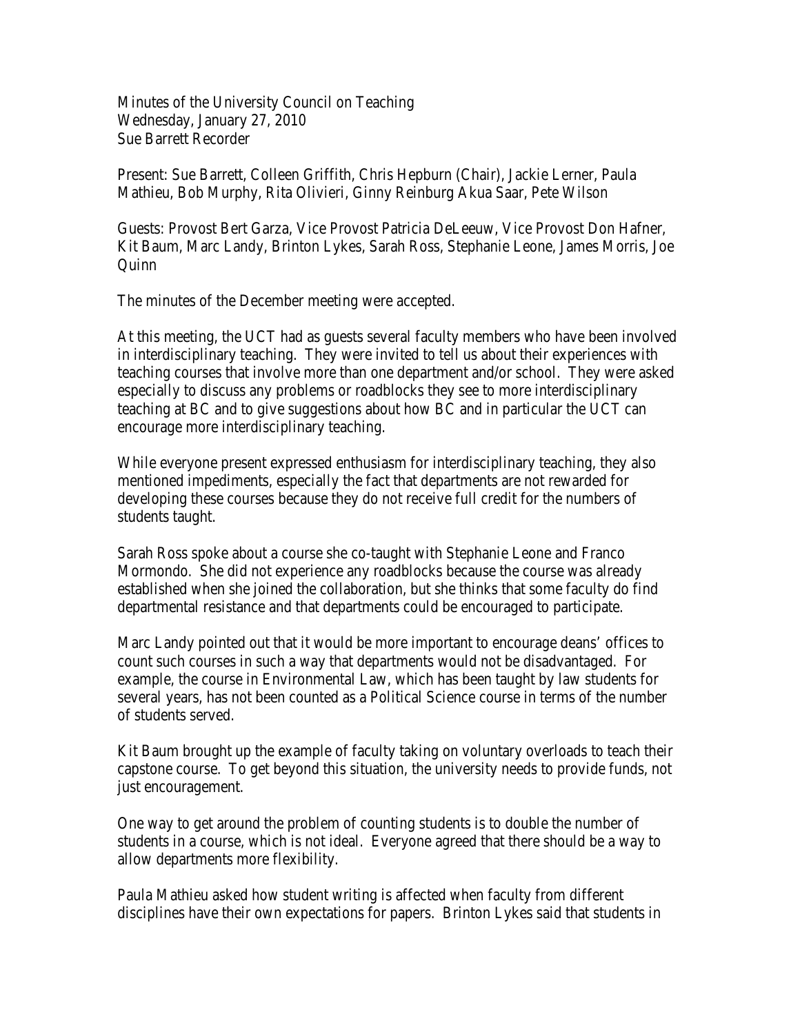Minutes of the University Council on Teaching
Wednesday, January 27, 2010
Sue Barrett Recorder

Present: Sue Barrett, Colleen Griffith, Chris Hepburn (Chair), Jackie Lerner, Paula Mathieu, Bob Murphy, Rita Olivieri, Ginny Reinburg Akua Saar, Pete Wilson

Guests: Provost Bert Garza, Vice Provost Patricia DeLeeuw, Vice Provost Don Hafner, Kit Baum, Marc Landy, Brinton Lykes, Sarah Ross, Stephanie Leone, James Morris, Joe Quinn

The minutes of the December meeting were accepted.

At this meeting, the UCT had as guests several faculty members who have been involved in interdisciplinary teaching. They were invited to tell us about their experiences with teaching courses that involve more than one department and/or school. They were asked especially to discuss any problems or roadblocks they see to more interdisciplinary teaching at BC and to give suggestions about how BC and in particular the UCT can encourage more interdisciplinary teaching.

While everyone present expressed enthusiasm for interdisciplinary teaching, they also mentioned impediments, especially the fact that departments are not rewarded for developing these courses because they do not receive full credit for the numbers of students taught.

Sarah Ross spoke about a course she co-taught with Stephanie Leone and Franco Mormondo. She did not experience any roadblocks because the course was already established when she joined the collaboration, but she thinks that some faculty do find departmental resistance and that departments could be encouraged to participate.

Marc Landy pointed out that it would be more important to encourage deans' offices to count such courses in such a way that departments would not be disadvantaged. For example, the course in Environmental Law, which has been taught by law students for several years, has not been counted as a Political Science course in terms of the number of students served.

Kit Baum brought up the example of faculty taking on voluntary overloads to teach their capstone course. To get beyond this situation, the university needs to provide funds, not just encouragement.

One way to get around the problem of counting students is to double the number of students in a course, which is not ideal. Everyone agreed that there should be a way to allow departments more flexibility.

Paula Mathieu asked how student writing is affected when faculty from different disciplines have their own expectations for papers. Brinton Lykes said that students in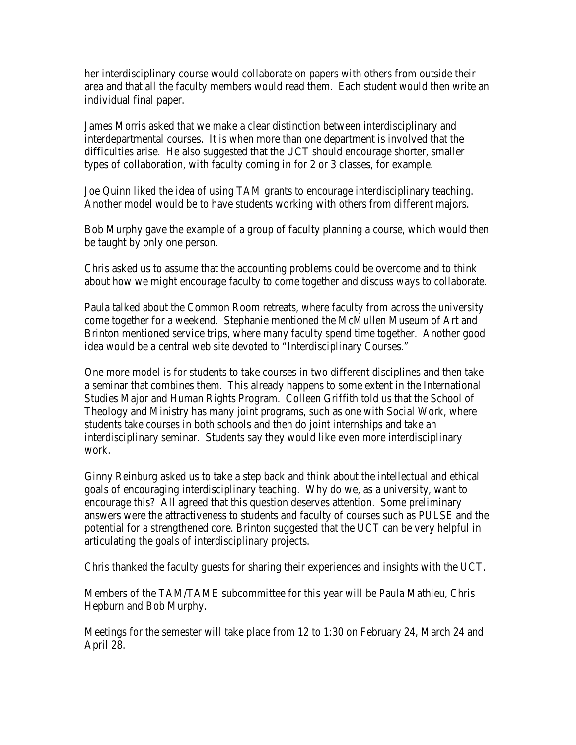her interdisciplinary course would collaborate on papers with others from outside their area and that all the faculty members would read them. Each student would then write an individual final paper.

James Morris asked that we make a clear distinction between interdisciplinary and interdepartmental courses. It is when more than one department is involved that the difficulties arise. He also suggested that the UCT should encourage shorter, smaller types of collaboration, with faculty coming in for 2 or 3 classes, for example.

Joe Quinn liked the idea of using TAM grants to encourage interdisciplinary teaching. Another model would be to have students working with others from different majors.

Bob Murphy gave the example of a group of faculty planning a course, which would then be taught by only one person.

Chris asked us to assume that the accounting problems could be overcome and to think about how we might encourage faculty to come together and discuss ways to collaborate.

Paula talked about the Common Room retreats, where faculty from across the university come together for a weekend. Stephanie mentioned the McMullen Museum of Art and Brinton mentioned service trips, where many faculty spend time together. Another good idea would be a central web site devoted to "Interdisciplinary Courses."

One more model is for students to take courses in two different disciplines and then take a seminar that combines them. This already happens to some extent in the International Studies Major and Human Rights Program. Colleen Griffith told us that the School of Theology and Ministry has many joint programs, such as one with Social Work, where students take courses in both schools and then do joint internships and take an interdisciplinary seminar. Students say they would like even more interdisciplinary work.

Ginny Reinburg asked us to take a step back and think about the intellectual and ethical goals of encouraging interdisciplinary teaching. Why do we, as a university, want to encourage this? All agreed that this question deserves attention. Some preliminary answers were the attractiveness to students and faculty of courses such as PULSE and the potential for a strengthened core. Brinton suggested that the UCT can be very helpful in articulating the goals of interdisciplinary projects.

Chris thanked the faculty guests for sharing their experiences and insights with the UCT.

Members of the TAM/TAME subcommittee for this year will be Paula Mathieu, Chris Hepburn and Bob Murphy.

Meetings for the semester will take place from 12 to 1:30 on February 24, March 24 and April 28.